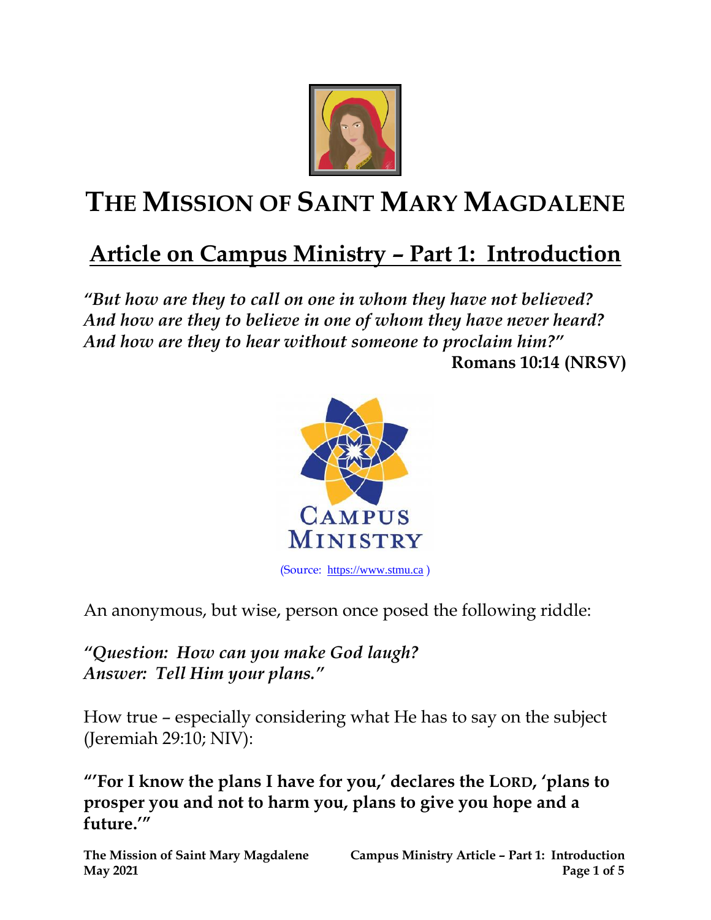# THE MISSION OF SAINT MARY MAGDALENE

## Article on Campus Ministry – Part 1: Introduction

*"But how are they to call on one in whom they have not believed?*
*And how are they to believe in one of whom they have never heard?*
*And how are they to hear without someone to proclaim him?"*

**Romans 10:14 (NRSV)**

(Source: https://www.stmu.ca )

An anonymous, but wise, person once posed the following riddle:

*"Question: How can you make God laugh?*
*Answer: Tell Him your plans."*

How true – especially considering what He has to say on the subject (Jeremiah 29:10; NIV):

**"'For I know the plans I have for you,' declares the LORD, 'plans to prosper you and not to harm you, plans to give you hope and a future.'"**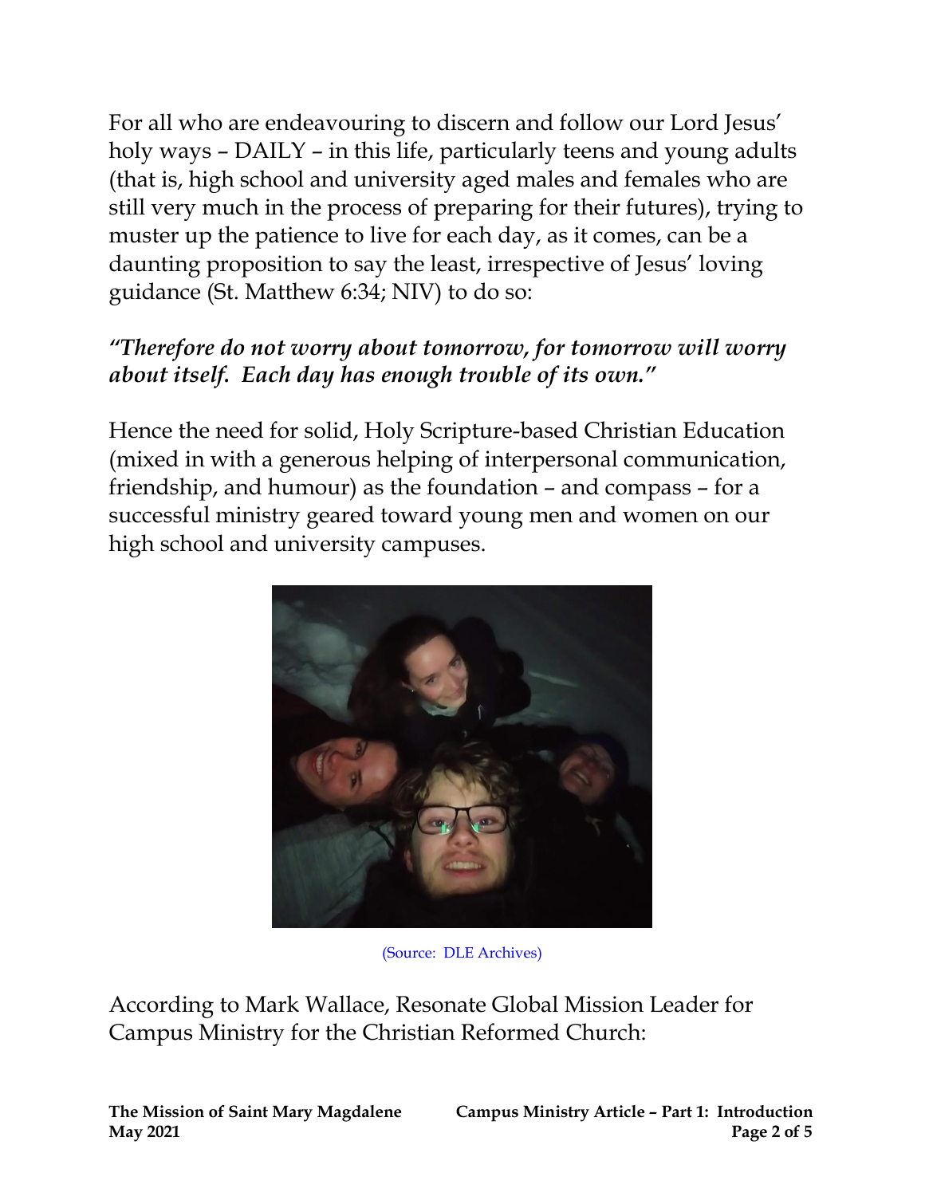For all who are endeavouring to discern and follow our Lord Jesus' holy ways – DAILY – in this life, particularly teens and young adults (that is, high school and university aged males and females who are still very much in the process of preparing for their futures), trying to muster up the patience to live for each day, as it comes, can be a daunting proposition to say the least, irrespective of Jesus' loving guidance (St. Matthew 6:34; NIV) to do so:

***"Therefore do not worry about tomorrow, for tomorrow will worry about itself. Each day has enough trouble of its own."***

Hence the need for solid, Holy Scripture-based Christian Education (mixed in with a generous helping of interpersonal communication, friendship, and humour) as the foundation – and compass – for a successful ministry geared toward young men and women on our high school and university campuses.

(Source: DLE Archives)

According to Mark Wallace, Resonate Global Mission Leader for Campus Ministry for the Christian Reformed Church: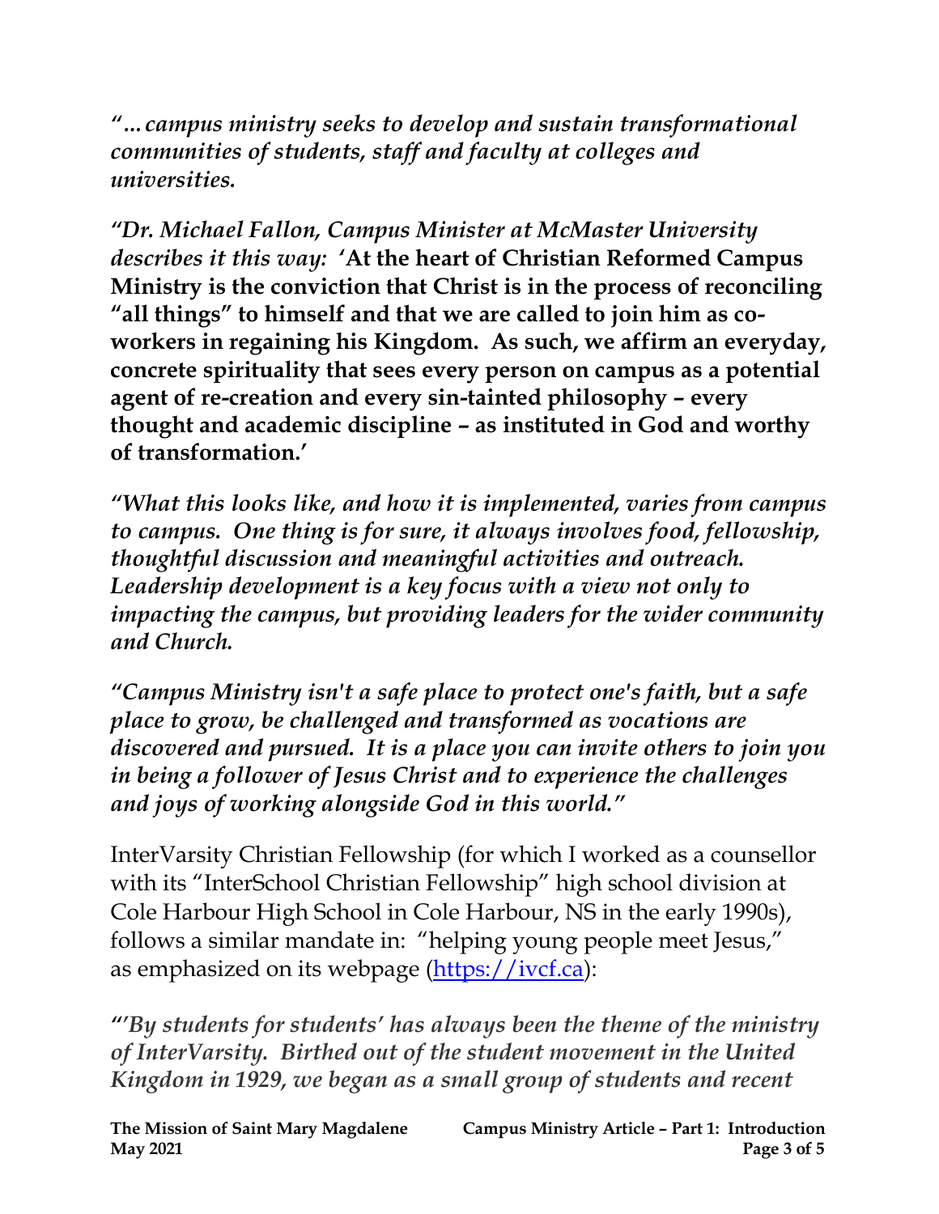*"…campus ministry seeks to develop and sustain transformational communities of students, staff and faculty at colleges and universities.*

*"Dr. Michael Fallon, Campus Minister at McMaster University describes it this way:* **'At the heart of Christian Reformed Campus Ministry is the conviction that Christ is in the process of reconciling "all things" to himself and that we are called to join him as co-workers in regaining his Kingdom. As such, we affirm an everyday, concrete spirituality that sees every person on campus as a potential agent of re-creation and every sin-tainted philosophy – every thought and academic discipline – as instituted in God and worthy of transformation.'**

*"What this looks like, and how it is implemented, varies from campus to campus. One thing is for sure, it always involves food, fellowship, thoughtful discussion and meaningful activities and outreach. Leadership development is a key focus with a view not only to impacting the campus, but providing leaders for the wider community and Church.*

*"Campus Ministry isn't a safe place to protect one's faith, but a safe place to grow, be challenged and transformed as vocations are discovered and pursued. It is a place you can invite others to join you in being a follower of Jesus Christ and to experience the challenges and joys of working alongside God in this world."*

InterVarsity Christian Fellowship (for which I worked as a counsellor with its "InterSchool Christian Fellowship" high school division at Cole Harbour High School in Cole Harbour, NS in the early 1990s), follows a similar mandate in: "helping young people meet Jesus," as emphasized on its webpage ([https://ivcf.ca](https://ivcf.ca)):

*"'By students for students' has always been the theme of the ministry of InterVarsity. Birthed out of the student movement in the United Kingdom in 1929, we began as a small group of students and recent*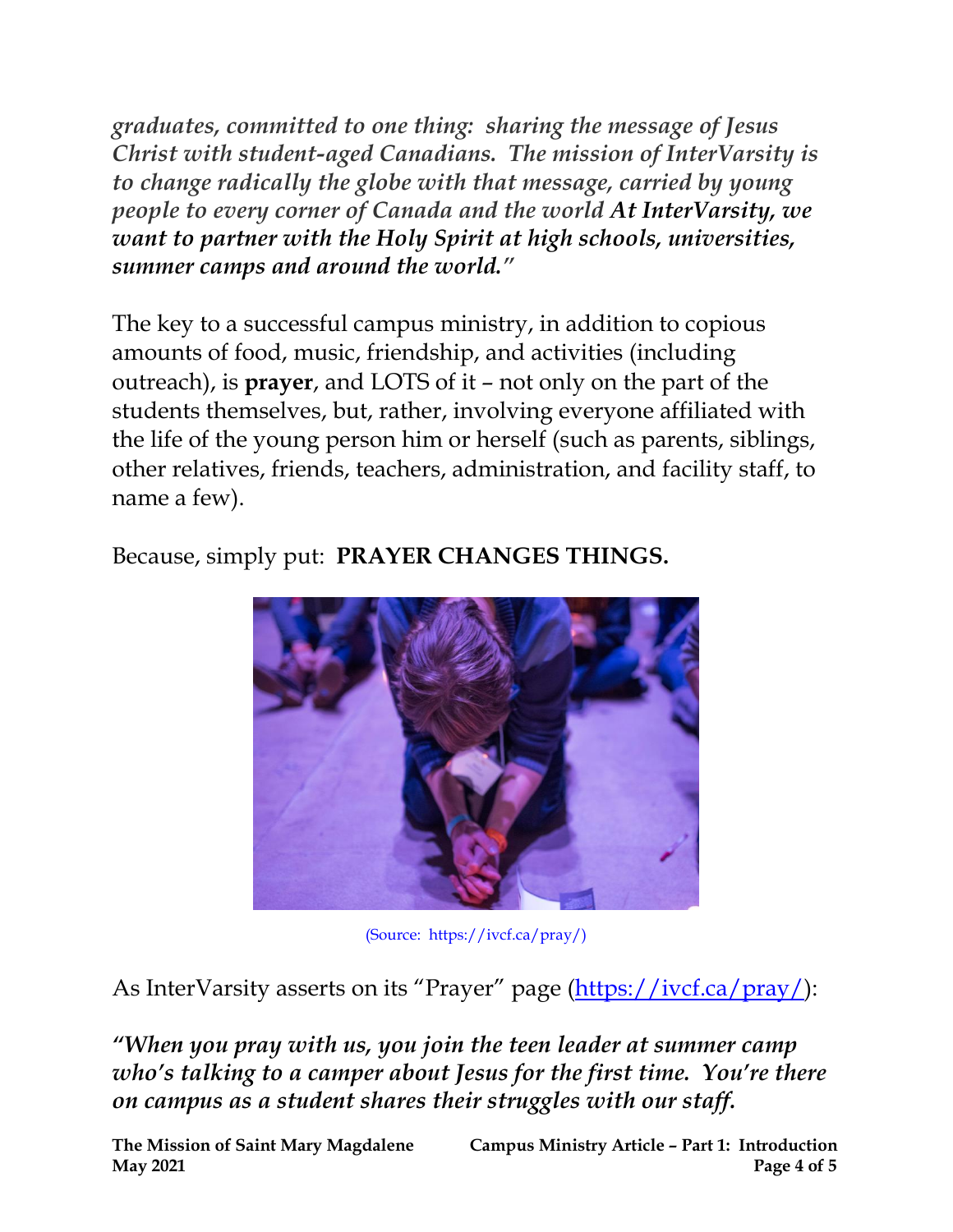*graduates, committed to one thing: sharing the message of Jesus Christ with student-aged Canadians. The mission of InterVarsity is to change radically the globe with that message, carried by young people to every corner of Canada and the world* ***At InterVarsity, we want to partner with the Holy Spirit at high schools, universities, summer camps and around the world."***

The key to a successful campus ministry, in addition to copious amounts of food, music, friendship, and activities (including outreach), is **prayer**, and LOTS of it – not only on the part of the students themselves, but, rather, involving everyone affiliated with the life of the young person him or herself (such as parents, siblings, other relatives, friends, teachers, administration, and facility staff, to name a few).

Because, simply put: **PRAYER CHANGES THINGS.**

(Source: https://ivcf.ca/pray/)

As InterVarsity asserts on its "Prayer" page (https://ivcf.ca/pray/):

***"When you pray with us, you join the teen leader at summer camp who's talking to a camper about Jesus for the first time. You're there on campus as a student shares their struggles with our staff.***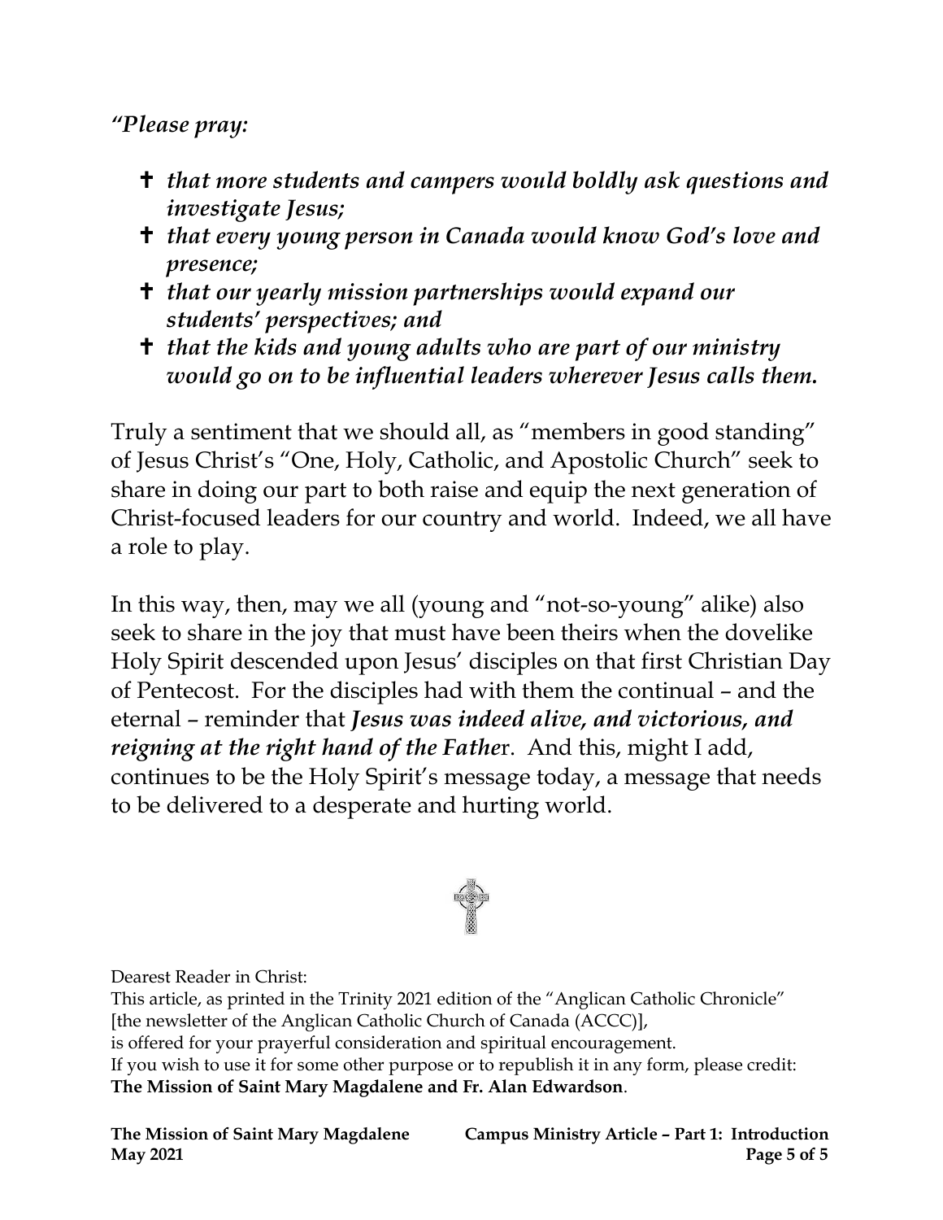*"Please pray:*

- ✝ ***that more students and campers would boldly ask questions and investigate Jesus;***
- ✝ ***that every young person in Canada would know God's love and presence;***
- ✝ ***that our yearly mission partnerships would expand our students' perspectives; and***
- ✝ ***that the kids and young adults who are part of our ministry would go on to be influential leaders wherever Jesus calls them.***

Truly a sentiment that we should all, as "members in good standing" of Jesus Christ's "One, Holy, Catholic, and Apostolic Church" seek to share in doing our part to both raise and equip the next generation of Christ-focused leaders for our country and world. Indeed, we all have a role to play.

In this way, then, may we all (young and "not-so-young" alike) also seek to share in the joy that must have been theirs when the dovelike Holy Spirit descended upon Jesus' disciples on that first Christian Day of Pentecost. For the disciples had with them the continual – and the eternal – reminder that ***Jesus was indeed alive, and victorious, and reigning at the right hand of the Fathe***r. And this, might I add, continues to be the Holy Spirit's message today, a message that needs to be delivered to a desperate and hurting world.

Dearest Reader in Christ:
This article, as printed in the Trinity 2021 edition of the "Anglican Catholic Chronicle" [the newsletter of the Anglican Catholic Church of Canada (ACCC)],
is offered for your prayerful consideration and spiritual encouragement.
If you wish to use it for some other purpose or to republish it in any form, please credit:
**The Mission of Saint Mary Magdalene and Fr. Alan Edwardson**.